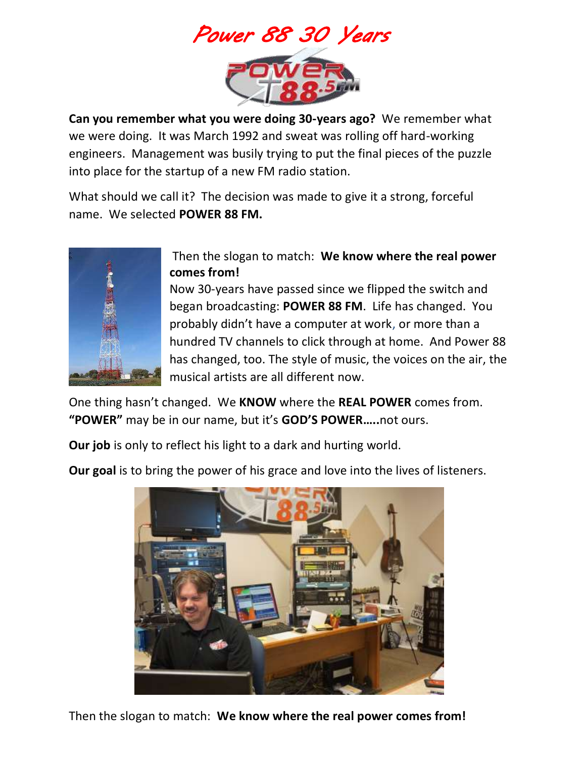# Power 88 30 Years

**Can you remember what you were doing 30-years ago?** We remember what we were doing. It was March 1992 and sweat was rolling off hard-working engineers. Management was busily trying to put the final pieces of the puzzle into place for the startup of a new FM radio station.

What should we call it? The decision was made to give it a strong, forceful name. We selected **POWER 88 FM.**

Then the slogan to match: **We know where the real power comes from!**

Now 30-years have passed since we flipped the switch and began broadcasting: **POWER 88 FM**. Life has changed. You probably didn't have a computer at work, or more than a hundred TV channels to click through at home. And Power 88 has changed, too. The style of music, the voices on the air, the musical artists are all different now.

One thing hasn't changed. We **KNOW** where the **REAL POWER** comes from. **"POWER"** may be in our name, but it's **GOD'S POWER…..**not ours.

**Our job** is only to reflect his light to a dark and hurting world.

**Our goal** is to bring the power of his grace and love into the lives of listeners.

Then the slogan to match: **We know where the real power comes from!**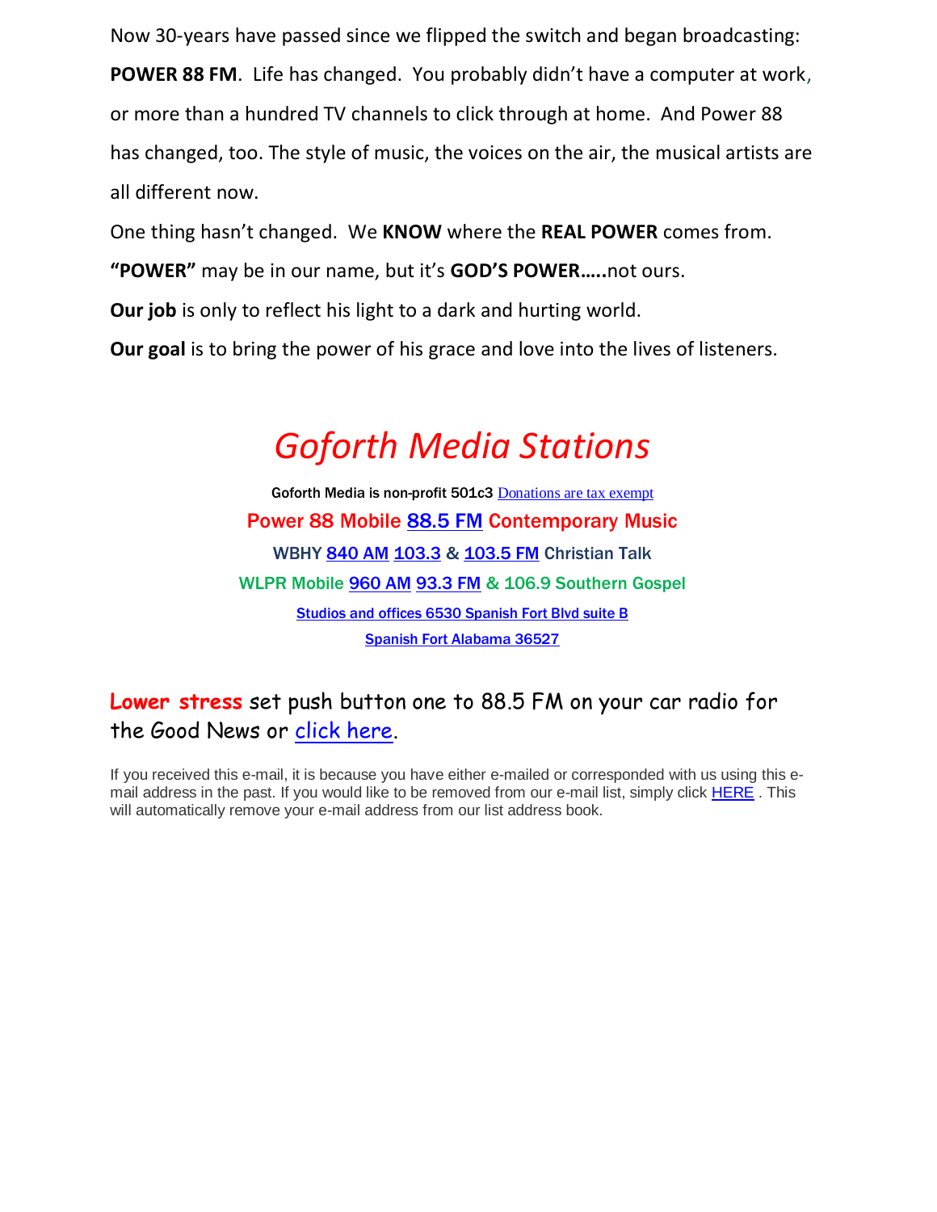Now 30-years have passed since we flipped the switch and began broadcasting: **POWER 88 FM**. Life has changed. You probably didn't have a computer at work, or more than a hundred TV channels to click through at home. And Power 88 has changed, too. The style of music, the voices on the air, the musical artists are all different now.

One thing hasn't changed. We **KNOW** where the **REAL POWER** comes from.

**"POWER"** may be in our name, but it's **GOD'S POWER…..**not ours.

**Our job** is only to reflect his light to a dark and hurting world.

**Our goal** is to bring the power of his grace and love into the lives of listeners.

# *Goforth Media Stations*

**Goforth Media is non-profit 501c3** Donations are tax exempt

**Power 88 Mobile 88.5 FM Contemporary Music**

**WBHY 840 AM 103.3 & 103.5 FM Christian Talk**

**WLPR Mobile 960 AM 93.3 FM & 106.9 Southern Gospel**

**Studios and offices 6530 Spanish Fort Blvd suite B**

**Spanish Fort Alabama 36527**

**Lower stress** set push button one to 88.5 FM on your car radio for the Good News or click here.

If you received this e-mail, it is because you have either e-mailed or corresponded with us using this e-mail address in the past. If you would like to be removed from our e-mail list, simply click HERE . This will automatically remove your e-mail address from our list address book.